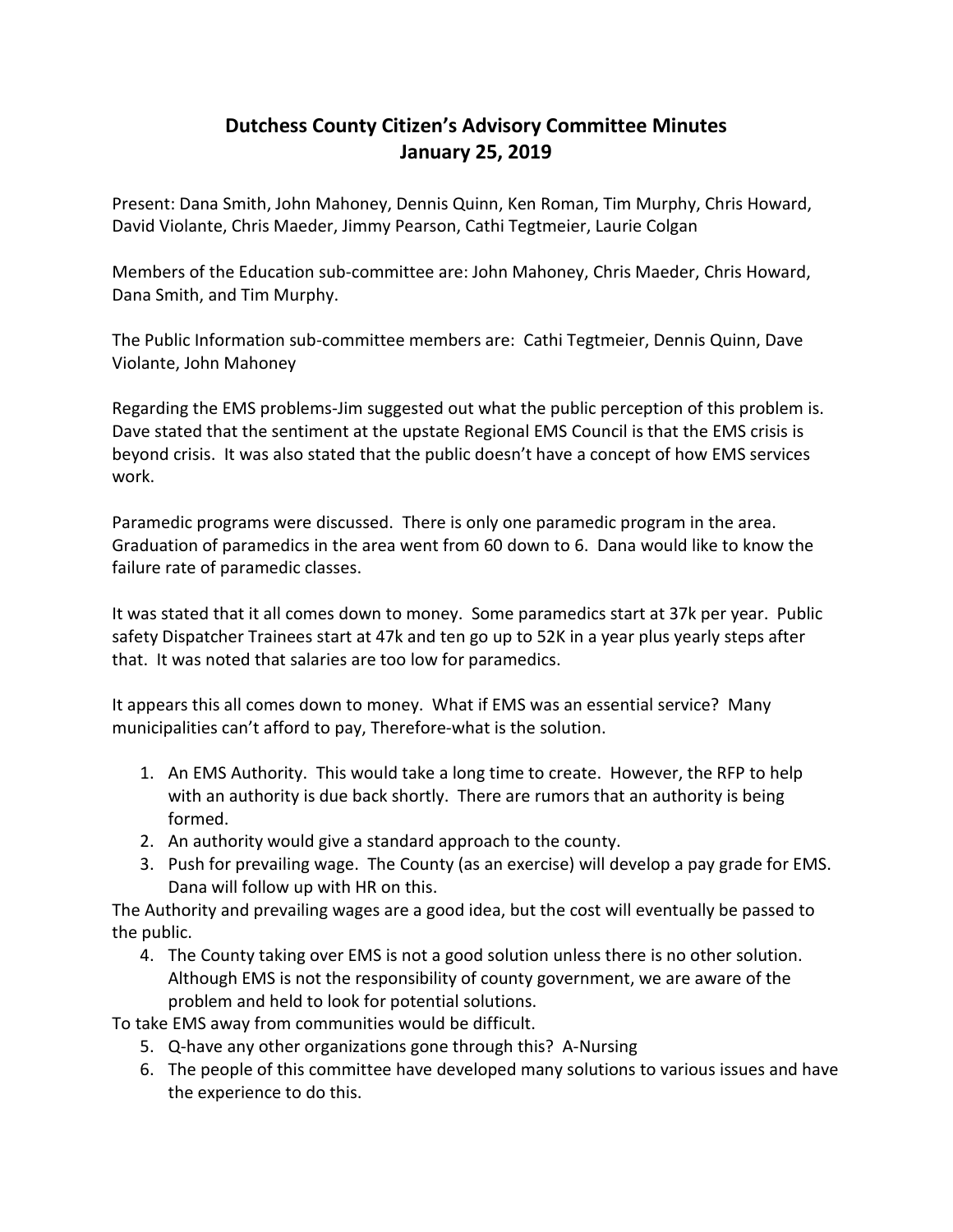# Dutchess County Citizen's Advisory Committee Minutes
# January 25, 2019

Present: Dana Smith, John Mahoney, Dennis Quinn, Ken Roman, Tim Murphy, Chris Howard, David Violante, Chris Maeder, Jimmy Pearson, Cathi Tegtmeier, Laurie Colgan

Members of the Education sub-committee are: John Mahoney, Chris Maeder, Chris Howard, Dana Smith, and Tim Murphy.

The Public Information sub-committee members are: Cathi Tegtmeier, Dennis Quinn, Dave Violante, John Mahoney

Regarding the EMS problems-Jim suggested out what the public perception of this problem is. Dave stated that the sentiment at the upstate Regional EMS Council is that the EMS crisis is beyond crisis. It was also stated that the public doesn't have a concept of how EMS services work.

Paramedic programs were discussed. There is only one paramedic program in the area. Graduation of paramedics in the area went from 60 down to 6. Dana would like to know the failure rate of paramedic classes.

It was stated that it all comes down to money. Some paramedics start at 37k per year. Public safety Dispatcher Trainees start at 47k and ten go up to 52K in a year plus yearly steps after that. It was noted that salaries are too low for paramedics.

It appears this all comes down to money. What if EMS was an essential service? Many municipalities can't afford to pay, Therefore-what is the solution.

1. An EMS Authority. This would take a long time to create. However, the RFP to help with an authority is due back shortly. There are rumors that an authority is being formed.
2. An authority would give a standard approach to the county.
3. Push for prevailing wage. The County (as an exercise) will develop a pay grade for EMS. Dana will follow up with HR on this.

The Authority and prevailing wages are a good idea, but the cost will eventually be passed to the public.

4. The County taking over EMS is not a good solution unless there is no other solution. Although EMS is not the responsibility of county government, we are aware of the problem and held to look for potential solutions.

To take EMS away from communities would be difficult.

5. Q-have any other organizations gone through this? A-Nursing
6. The people of this committee have developed many solutions to various issues and have the experience to do this.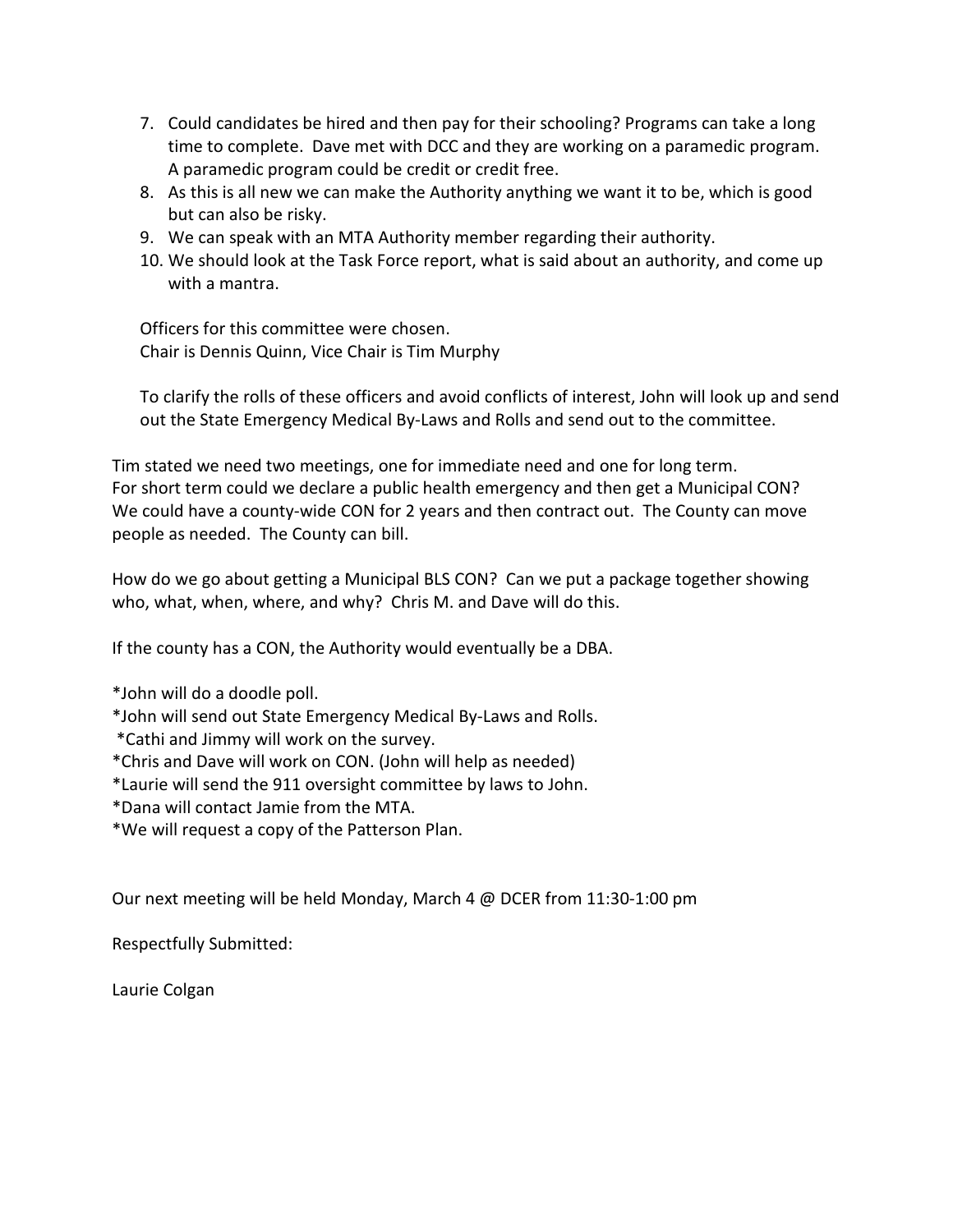7. Could candidates be hired and then pay for their schooling? Programs can take a long time to complete. Dave met with DCC and they are working on a paramedic program. A paramedic program could be credit or credit free.
8. As this is all new we can make the Authority anything we want it to be, which is good but can also be risky.
9. We can speak with an MTA Authority member regarding their authority.
10. We should look at the Task Force report, what is said about an authority, and come up with a mantra.

Officers for this committee were chosen.
Chair is Dennis Quinn, Vice Chair is Tim Murphy

To clarify the rolls of these officers and avoid conflicts of interest, John will look up and send out the State Emergency Medical By-Laws and Rolls and send out to the committee.

Tim stated we need two meetings, one for immediate need and one for long term.
For short term could we declare a public health emergency and then get a Municipal CON? We could have a county-wide CON for 2 years and then contract out. The County can move people as needed. The County can bill.

How do we go about getting a Municipal BLS CON? Can we put a package together showing who, what, when, where, and why? Chris M. and Dave will do this.

If the county has a CON, the Authority would eventually be a DBA.

*John will do a doodle poll.
*John will send out State Emergency Medical By-Laws and Rolls.
*Cathi and Jimmy will work on the survey.
*Chris and Dave will work on CON. (John will help as needed)
*Laurie will send the 911 oversight committee by laws to John.
*Dana will contact Jamie from the MTA.
*We will request a copy of the Patterson Plan.

Our next meeting will be held Monday, March 4 @ DCER from 11:30-1:00 pm

Respectfully Submitted:

Laurie Colgan